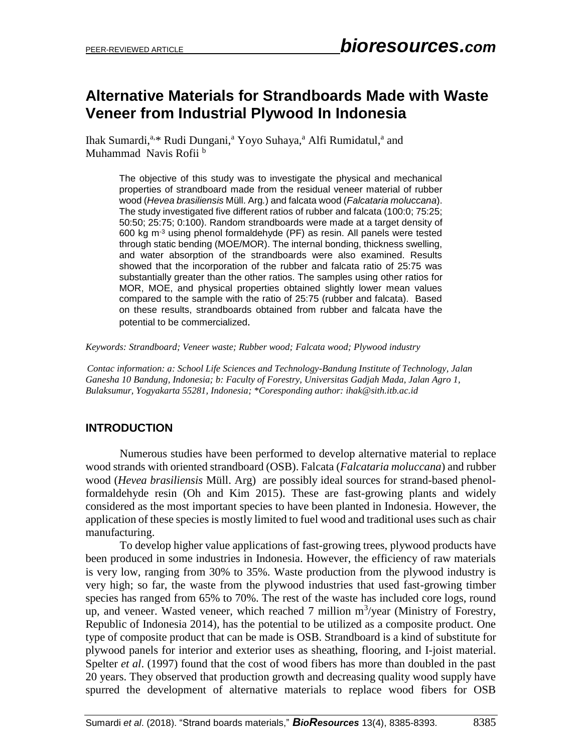# Alternative Materials for Strandboards Made with Waste Veneer from Industrial Plywood In Indonesia

Ihak Sumardi,[a,*] Rudi Dungani,[a] Yoyo Suhaya,[a] Alfi Rumidatul,[a] and Muhammad Navis Rofii [b]

The objective of this study was to investigate the physical and mechanical properties of strandboard made from the residual veneer material of rubber wood (*Hevea brasiliensis* Müll. Arg.) and falcata wood (*Falcataria moluccana*). The study investigated five different ratios of rubber and falcata (100:0; 75:25; 50:50; 25:75; 0:100). Random strandboards were made at a target density of 600 kg $m^{-3}$ using phenol formaldehyde (PF) as resin. All panels were tested through static bending (MOE/MOR). The internal bonding, thickness swelling, and water absorption of the strandboards were also examined. Results showed that the incorporation of the rubber and falcata ratio of 25:75 was substantially greater than the other ratios. The samples using other ratios for MOR, MOE, and physical properties obtained slightly lower mean values compared to the sample with the ratio of 25:75 (rubber and falcata). Based on these results, strandboards obtained from rubber and falcata have the potential to be commercialized.

*Keywords: Strandboard; Veneer waste; Rubber wood; Falcata wood; Plywood industry*

*Contac information: a: School Life Sciences and Technology-Bandung Institute of Technology, Jalan Ganesha 10 Bandung, Indonesia; b: Faculty of Forestry, Universitas Gadjah Mada, Jalan Agro 1, Bulaksumur, Yogyakarta 55281, Indonesia; \*Coresponding author: ihak@sith.itb.ac.id*

## INTRODUCTION

Numerous studies have been performed to develop alternative material to replace wood strands with oriented strandboard (OSB). Falcata (*Falcataria moluccana*) and rubber wood (*Hevea brasiliensis* Müll. Arg) are possibly ideal sources for strand-based phenol-formaldehyde resin (Oh and Kim 2015). These are fast-growing plants and widely considered as the most important species to have been planted in Indonesia. However, the application of these species is mostly limited to fuel wood and traditional uses such as chair manufacturing.

To develop higher value applications of fast-growing trees, plywood products have been produced in some industries in Indonesia. However, the efficiency of raw materials is very low, ranging from 30% to 35%. Waste production from the plywood industry is very high; so far, the waste from the plywood industries that used fast-growing timber species has ranged from 65% to 70%. The rest of the waste has included core logs, round up, and veneer. Wasted veneer, which reached 7 million $m^3$/year (Ministry of Forestry, Republic of Indonesia 2014), has the potential to be utilized as a composite product. One type of composite product that can be made is OSB. Strandboard is a kind of substitute for plywood panels for interior and exterior uses as sheathing, flooring, and I-joist material. Spelter *et al*. (1997) found that the cost of wood fibers has more than doubled in the past 20 years. They observed that production growth and decreasing quality wood supply have spurred the development of alternative materials to replace wood fibers for OSB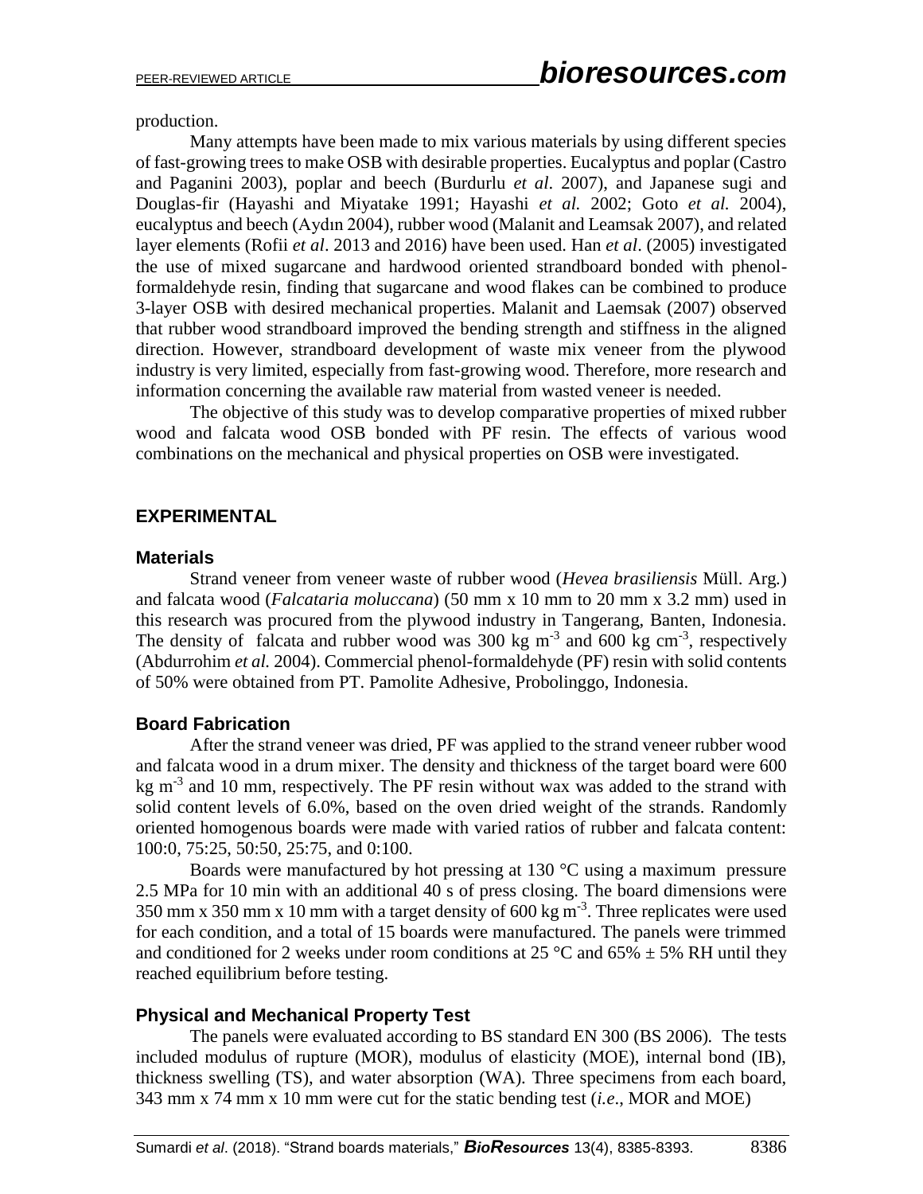production.

Many attempts have been made to mix various materials by using different species of fast-growing trees to make OSB with desirable properties. Eucalyptus and poplar (Castro and Paganini 2003), poplar and beech (Burdurlu *et al*. 2007), and Japanese sugi and Douglas-fir (Hayashi and Miyatake 1991; Hayashi *et al.* 2002; Goto *et al.* 2004), eucalyptus and beech (Aydın 2004), rubber wood (Malanit and Leamsak 2007), and related layer elements (Rofii *et al*. 2013 and 2016) have been used. Han *et al*. (2005) investigated the use of mixed sugarcane and hardwood oriented strandboard bonded with phenol-formaldehyde resin, finding that sugarcane and wood flakes can be combined to produce 3-layer OSB with desired mechanical properties. Malanit and Laemsak (2007) observed that rubber wood strandboard improved the bending strength and stiffness in the aligned direction. However, strandboard development of waste mix veneer from the plywood industry is very limited, especially from fast-growing wood. Therefore, more research and information concerning the available raw material from wasted veneer is needed.

The objective of this study was to develop comparative properties of mixed rubber wood and falcata wood OSB bonded with PF resin. The effects of various wood combinations on the mechanical and physical properties on OSB were investigated.

## EXPERIMENTAL

### Materials

Strand veneer from veneer waste of rubber wood (*Hevea brasiliensis* Müll. Arg.) and falcata wood (*Falcataria moluccana*) (50 mm x 10 mm to 20 mm x 3.2 mm) used in this research was procured from the plywood industry in Tangerang, Banten, Indonesia. The density of falcata and rubber wood was 300 kg $m^{-3}$ and 600 kg $cm^{-3}$, respectively (Abdurrohim *et al.* 2004). Commercial phenol-formaldehyde (PF) resin with solid contents of 50% were obtained from PT. Pamolite Adhesive, Probolinggo, Indonesia.

### Board Fabrication

After the strand veneer was dried, PF was applied to the strand veneer rubber wood and falcata wood in a drum mixer. The density and thickness of the target board were 600 kg $m^{-3}$ and 10 mm, respectively. The PF resin without wax was added to the strand with solid content levels of 6.0%, based on the oven dried weight of the strands. Randomly oriented homogenous boards were made with varied ratios of rubber and falcata content: 100:0, 75:25, 50:50, 25:75, and 0:100.

Boards were manufactured by hot pressing at 130 °C using a maximum pressure 2.5 MPa for 10 min with an additional 40 s of press closing. The board dimensions were 350 mm x 350 mm x 10 mm with a target density of 600 kg $m^{-3}$. Three replicates were used for each condition, and a total of 15 boards were manufactured. The panels were trimmed and conditioned for 2 weeks under room conditions at 25 °C and 65% ± 5% RH until they reached equilibrium before testing.

### Physical and Mechanical Property Test

The panels were evaluated according to BS standard EN 300 (BS 2006). The tests included modulus of rupture (MOR), modulus of elasticity (MOE), internal bond (IB), thickness swelling (TS), and water absorption (WA). Three specimens from each board, 343 mm x 74 mm x 10 mm were cut for the static bending test (*i.e*., MOR and MOE)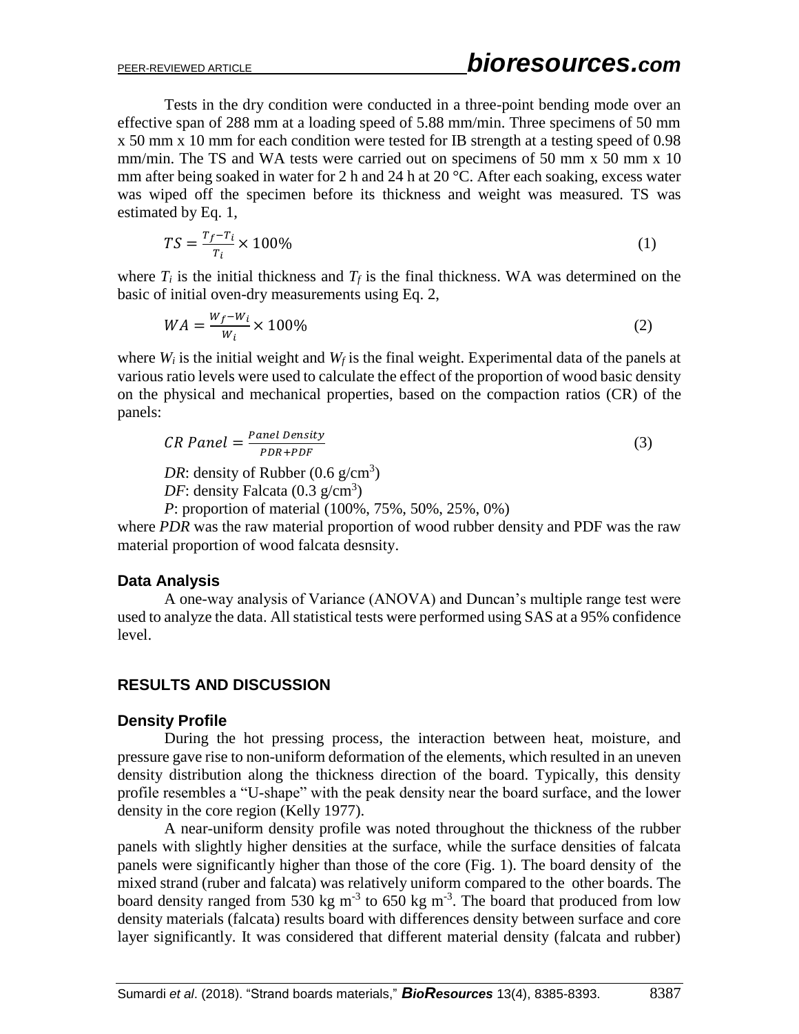Tests in the dry condition were conducted in a three-point bending mode over an effective span of 288 mm at a loading speed of 5.88 mm/min. Three specimens of 50 mm x 50 mm x 10 mm for each condition were tested for IB strength at a testing speed of 0.98 mm/min. The TS and WA tests were carried out on specimens of 50 mm x 50 mm x 10 mm after being soaked in water for 2 h and 24 h at 20 °C. After each soaking, excess water was wiped off the specimen before its thickness and weight was measured. TS was estimated by Eq. 1,

$$TS = \frac{T_f - T_i}{T_i} \times 100\% \tag{1}$$

where $T_i$ is the initial thickness and $T_f$ is the final thickness. WA was determined on the basic of initial oven-dry measurements using Eq. 2,

$$WA = \frac{W_f - W_i}{W_i} \times 100\% \tag{2}$$

where $W_i$ is the initial weight and $W_f$ is the final weight. Experimental data of the panels at various ratio levels were used to calculate the effect of the proportion of wood basic density on the physical and mechanical properties, based on the compaction ratios (CR) of the panels:

$$CR\ Panel = \frac{Panel\ Density}{PDR + PDF} \tag{3}$$

*DR*: density of Rubber (0.6 g/cm$^3$)

*DF*: density Falcata (0.3 g/cm$^3$)

*P*: proportion of material (100%, 75%, 50%, 25%, 0%)

where *PDR* was the raw material proportion of wood rubber density and PDF was the raw material proportion of wood falcata desnsity.

### Data Analysis

A one-way analysis of Variance (ANOVA) and Duncan's multiple range test were used to analyze the data. All statistical tests were performed using SAS at a 95% confidence level.

## RESULTS AND DISCUSSION

### Density Profile

During the hot pressing process, the interaction between heat, moisture, and pressure gave rise to non-uniform deformation of the elements, which resulted in an uneven density distribution along the thickness direction of the board. Typically, this density profile resembles a "U-shape" with the peak density near the board surface, and the lower density in the core region (Kelly 1977).

A near-uniform density profile was noted throughout the thickness of the rubber panels with slightly higher densities at the surface, while the surface densities of falcata panels were significantly higher than those of the core (Fig. 1). The board density of the mixed strand (ruber and falcata) was relatively uniform compared to the other boards. The board density ranged from 530 kg m$^{-3}$ to 650 kg m$^{-3}$. The board that produced from low density materials (falcata) results board with differences density between surface and core layer significantly. It was considered that different material density (falcata and rubber)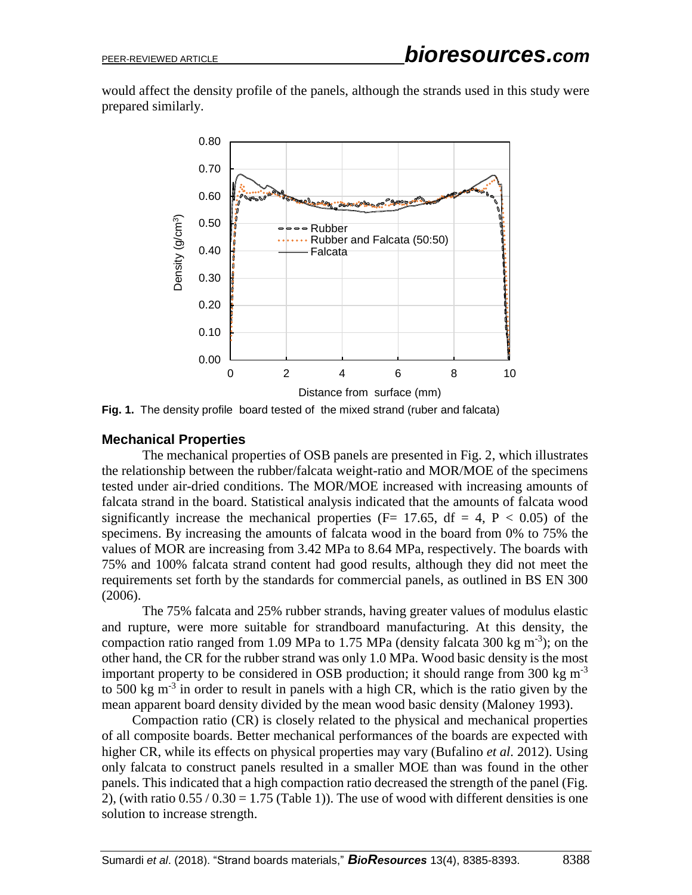would affect the density profile of the panels, although the strands used in this study were prepared similarly.

**Fig. 1.** The density profile board tested of the mixed strand (ruber and falcata)

## Mechanical Properties

The mechanical properties of OSB panels are presented in Fig. 2, which illustrates the relationship between the rubber/falcata weight-ratio and MOR/MOE of the specimens tested under air-dried conditions. The MOR/MOE increased with increasing amounts of falcata strand in the board. Statistical analysis indicated that the amounts of falcata wood significantly increase the mechanical properties ($F= 17.65$, $df = 4$, $P < 0.05$) of the specimens. By increasing the amounts of falcata wood in the board from 0% to 75% the values of MOR are increasing from 3.42 MPa to 8.64 MPa, respectively. The boards with 75% and 100% falcata strand content had good results, although they did not meet the requirements set forth by the standards for commercial panels, as outlined in BS EN 300 (2006).

The 75% falcata and 25% rubber strands, having greater values of modulus elastic and rupture, were more suitable for strandboard manufacturing. At this density, the compaction ratio ranged from 1.09 MPa to 1.75 MPa (density falcata 300 kg $m^{-3}$); on the other hand, the CR for the rubber strand was only 1.0 MPa. Wood basic density is the most important property to be considered in OSB production; it should range from 300 kg $m^{-3}$ to 500 kg $m^{-3}$ in order to result in panels with a high CR, which is the ratio given by the mean apparent board density divided by the mean wood basic density (Maloney 1993).

Compaction ratio (CR) is closely related to the physical and mechanical properties of all composite boards. Better mechanical performances of the boards are expected with higher CR, while its effects on physical properties may vary (Bufalino *et al.* 2012). Using only falcata to construct panels resulted in a smaller MOE than was found in the other panels. This indicated that a high compaction ratio decreased the strength of the panel (Fig. 2), (with ratio $0.55 / 0.30 = 1.75$ (Table 1)). The use of wood with different densities is one solution to increase strength.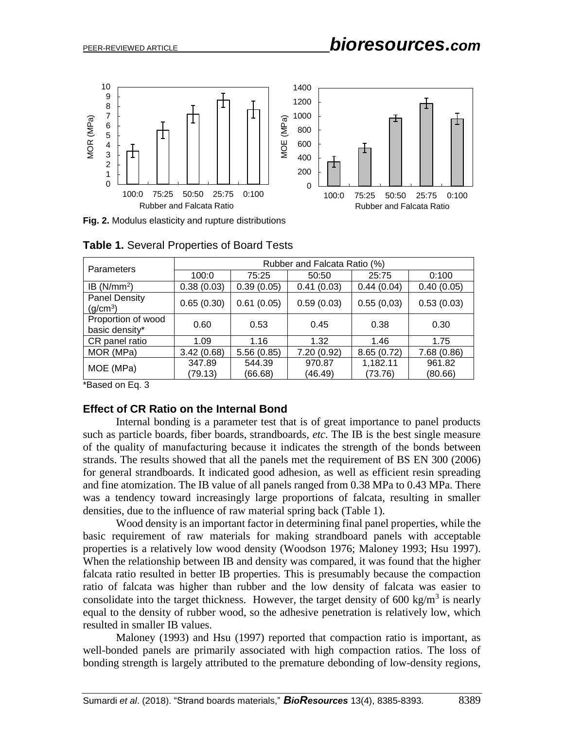**Fig. 2.** Modulus elasticity and rupture distributions

**Table 1.** Several Properties of Board Tests

| Parameters | Rubber and Falcata Ratio (%) | | | | |
|---|---|---|---|---|---|
| | 100:0 | 75:25 | 50:50 | 25:75 | 0:100 |
| IB (N/mm$^2$) | 0.38 (0.03) | 0.39 (0.05) | 0.41 (0.03) | 0.44 (0.04) | 0.40 (0.05) |
| Panel Density (g/cm$^3$) | 0.65 (0.30) | 0.61 (0.05) | 0.59 (0.03) | 0.55 (0,03) | 0.53 (0.03) |
| Proportion of wood basic density* | 0.60 | 0.53 | 0.45 | 0.38 | 0.30 |
| CR panel ratio | 1.09 | 1.16 | 1.32 | 1.46 | 1.75 |
| MOR (MPa) | 3.42 (0.68) | 5.56 (0.85) | 7.20 (0.92) | 8.65 (0.72) | 7.68 (0.86) |
| MOE (MPa) | 347.89 (79.13) | 544.39 (66.68) | 970.87 (46.49) | 1,182.11 (73.76) | 961.82 (80.66) |

*Based on Eq. 3

### Effect of CR Ratio on the Internal Bond

Internal bonding is a parameter test that is of great importance to panel products such as particle boards, fiber boards, strandboards, *etc*. The IB is the best single measure of the quality of manufacturing because it indicates the strength of the bonds between strands. The results showed that all the panels met the requirement of BS EN 300 (2006) for general strandboards. It indicated good adhesion, as well as efficient resin spreading and fine atomization. The IB value of all panels ranged from 0.38 MPa to 0.43 MPa. There was a tendency toward increasingly large proportions of falcata, resulting in smaller densities, due to the influence of raw material spring back (Table 1).

Wood density is an important factor in determining final panel properties, while the basic requirement of raw materials for making strandboard panels with acceptable properties is a relatively low wood density (Woodson 1976; Maloney 1993; Hsu 1997). When the relationship between IB and density was compared, it was found that the higher falcata ratio resulted in better IB properties. This is presumably because the compaction ratio of falcata was higher than rubber and the low density of falcata was easier to consolidate into the target thickness. However, the target density of 600 kg/m$^3$ is nearly equal to the density of rubber wood, so the adhesive penetration is relatively low, which resulted in smaller IB values.

Maloney (1993) and Hsu (1997) reported that compaction ratio is important, as well-bonded panels are primarily associated with high compaction ratios. The loss of bonding strength is largely attributed to the premature debonding of low-density regions,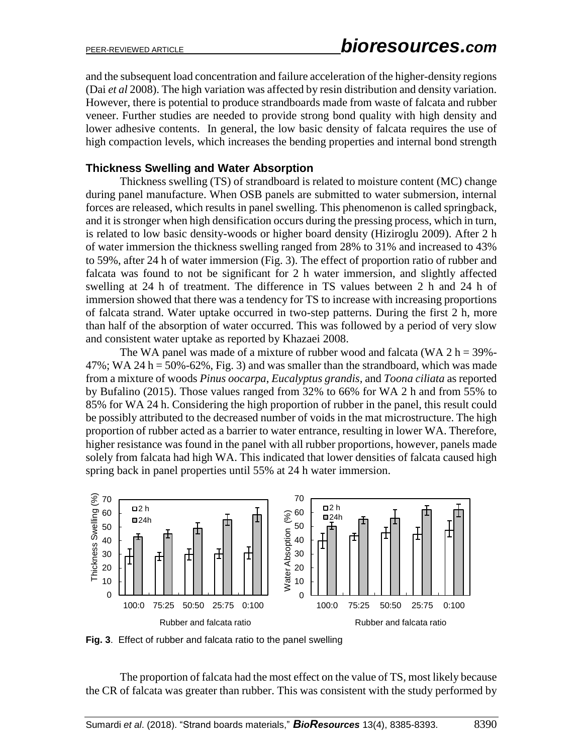and the subsequent load concentration and failure acceleration of the higher-density regions (Dai *et al* 2008). The high variation was affected by resin distribution and density variation. However, there is potential to produce strandboards made from waste of falcata and rubber veneer. Further studies are needed to provide strong bond quality with high density and lower adhesive contents. In general, the low basic density of falcata requires the use of high compaction levels, which increases the bending properties and internal bond strength

### Thickness Swelling and Water Absorption

Thickness swelling (TS) of strandboard is related to moisture content (MC) change during panel manufacture. When OSB panels are submitted to water submersion, internal forces are released, which results in panel swelling. This phenomenon is called springback, and it is stronger when high densification occurs during the pressing process, which in turn, is related to low basic density-woods or higher board density (Hiziroglu 2009). After 2 h of water immersion the thickness swelling ranged from 28% to 31% and increased to 43% to 59%, after 24 h of water immersion (Fig. 3). The effect of proportion ratio of rubber and falcata was found to not be significant for 2 h water immersion, and slightly affected swelling at 24 h of treatment. The difference in TS values between 2 h and 24 h of immersion showed that there was a tendency for TS to increase with increasing proportions of falcata strand. Water uptake occurred in two-step patterns. During the first 2 h, more than half of the absorption of water occurred. This was followed by a period of very slow and consistent water uptake as reported by Khazaei 2008.

The WA panel was made of a mixture of rubber wood and falcata (WA 2 h = 39%-47%; WA 24 h = 50%-62%, Fig. 3) and was smaller than the strandboard, which was made from a mixture of woods *Pinus oocarpa*, *Eucalyptus grandis*, and *Toona ciliata* as reported by Bufalino (2015). Those values ranged from 32% to 66% for WA 2 h and from 55% to 85% for WA 24 h. Considering the high proportion of rubber in the panel, this result could be possibly attributed to the decreased number of voids in the mat microstructure. The high proportion of rubber acted as a barrier to water entrance, resulting in lower WA. Therefore, higher resistance was found in the panel with all rubber proportions, however, panels made solely from falcata had high WA. This indicated that lower densities of falcata caused high spring back in panel properties until 55% at 24 h water immersion.

**Fig. 3**. Effect of rubber and falcata ratio to the panel swelling

The proportion of falcata had the most effect on the value of TS, most likely because the CR of falcata was greater than rubber. This was consistent with the study performed by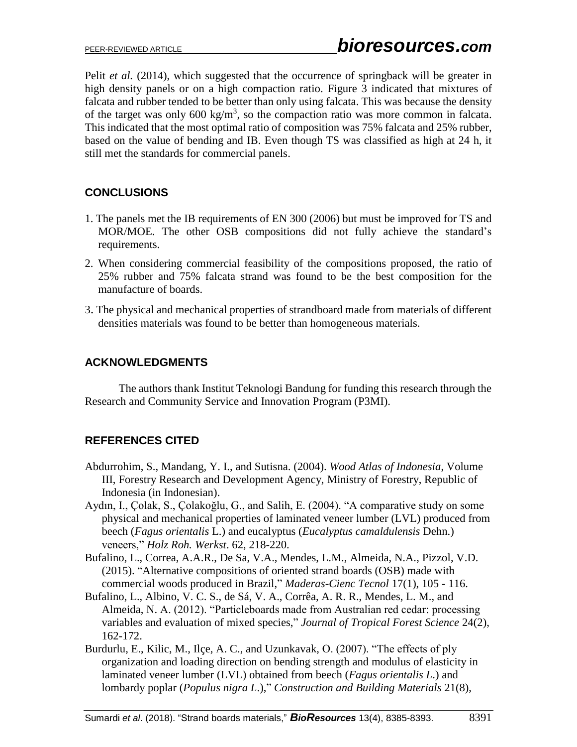Pelit *et al.* (2014), which suggested that the occurrence of springback will be greater in high density panels or on a high compaction ratio. Figure 3 indicated that mixtures of falcata and rubber tended to be better than only using falcata. This was because the density of the target was only 600 kg/m$^3$, so the compaction ratio was more common in falcata. This indicated that the most optimal ratio of composition was 75% falcata and 25% rubber, based on the value of bending and IB. Even though TS was classified as high at 24 h, it still met the standards for commercial panels.

## CONCLUSIONS

1. The panels met the IB requirements of EN 300 (2006) but must be improved for TS and MOR/MOE. The other OSB compositions did not fully achieve the standard's requirements.
2. When considering commercial feasibility of the compositions proposed, the ratio of 25% rubber and 75% falcata strand was found to be the best composition for the manufacture of boards.
3. The physical and mechanical properties of strandboard made from materials of different densities materials was found to be better than homogeneous materials.

## ACKNOWLEDGMENTS

The authors thank Institut Teknologi Bandung for funding this research through the Research and Community Service and Innovation Program (P3MI).

## REFERENCES CITED

Abdurrohim, S., Mandang, Y. I., and Sutisna. (2004). *Wood Atlas of Indonesia*, Volume III, Forestry Research and Development Agency, Ministry of Forestry, Republic of Indonesia (in Indonesian).

Aydın, I., Çolak, S., Çolakoğlu, G., and Salih, E. (2004). "A comparative study on some physical and mechanical properties of laminated veneer lumber (LVL) produced from beech (*Fagus orientalis* L.) and eucalyptus (*Eucalyptus camaldulensis* Dehn.) veneers," *Holz Roh. Werkst*. 62, 218-220.

Bufalino, L., Correa, A.A.R., De Sa, V.A., Mendes, L.M., Almeida, N.A., Pizzol, V.D. (2015). "Alternative compositions of oriented strand boards (OSB) made with commercial woods produced in Brazil," *Maderas-Cienc Tecnol* 17(1), 105 - 116.

Bufalino, L., Albino, V. C. S., de Sá, V. A., Corrêa, A. R. R., Mendes, L. M., and Almeida, N. A. (2012). "Particleboards made from Australian red cedar: processing variables and evaluation of mixed species," *Journal of Tropical Forest Science* 24(2), 162-172.

Burdurlu, E., Kilic, M., Ilçe, A. C., and Uzunkavak, O. (2007). "The effects of ply organization and loading direction on bending strength and modulus of elasticity in laminated veneer lumber (LVL) obtained from beech (*Fagus orientalis L.*) and lombardy poplar (*Populus nigra L.*)," *Construction and Building Materials* 21(8),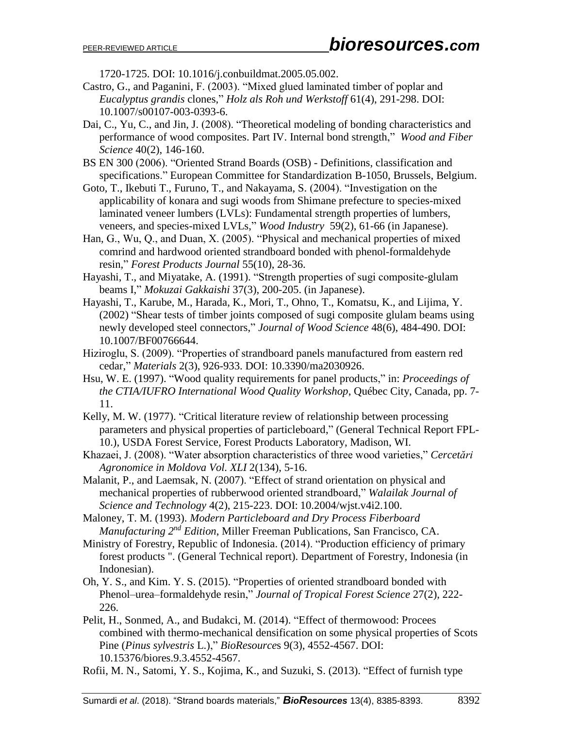1720-1725. DOI: 10.1016/j.conbuildmat.2005.05.002.

Castro, G., and Paganini, F. (2003). "Mixed glued laminated timber of poplar and *Eucalyptus grandis* clones," *Holz als Roh und Werkstoff* 61(4), 291-298. DOI: 10.1007/s00107-003-0393-6.

Dai, C., Yu, C., and Jin, J. (2008). "Theoretical modeling of bonding characteristics and performance of wood composites. Part IV. Internal bond strength," *Wood and Fiber Science* 40(2), 146-160.

BS EN 300 (2006). "Oriented Strand Boards (OSB) - Definitions, classification and specifications." European Committee for Standardization B-1050, Brussels, Belgium.

Goto, T., Ikebuti T., Furuno, T., and Nakayama, S. (2004). "Investigation on the applicability of konara and sugi woods from Shimane prefecture to species-mixed laminated veneer lumbers (LVLs): Fundamental strength properties of lumbers, veneers, and species-mixed LVLs," *Wood Industry* 59(2), 61-66 (in Japanese).

Han, G., Wu, Q., and Duan, X. (2005). "Physical and mechanical properties of mixed comrind and hardwood oriented strandboard bonded with phenol-formaldehyde resin," *Forest Products Journal* 55(10), 28-36.

Hayashi, T., and Miyatake, A. (1991). "Strength properties of sugi composite-glulam beams I," *Mokuzai Gakkaishi* 37(3), 200-205. (in Japanese).

Hayashi, T., Karube, M., Harada, K., Mori, T., Ohno, T., Komatsu, K., and Lijima, Y. (2002) "Shear tests of timber joints composed of sugi composite glulam beams using newly developed steel connectors," *Journal of Wood Science* 48(6), 484-490. DOI: 10.1007/BF00766644.

Hiziroglu, S. (2009). "Properties of strandboard panels manufactured from eastern red cedar," *Materials* 2(3), 926-933. DOI: 10.3390/ma2030926.

Hsu, W. E. (1997). "Wood quality requirements for panel products," in: *Proceedings of the CTIA/IUFRO International Wood Quality Workshop*, Québec City, Canada, pp. 7-11.

Kelly, M. W. (1977). "Critical literature review of relationship between processing parameters and physical properties of particleboard," (General Technical Report FPL-10.), USDA Forest Service, Forest Products Laboratory, Madison, WI.

Khazaei, J. (2008). "Water absorption characteristics of three wood varieties," *Cercetări Agronomice in Moldova Vol. XLI* 2(134), 5-16.

Malanit, P., and Laemsak, N. (2007). "Effect of strand orientation on physical and mechanical properties of rubberwood oriented strandboard," *Walailak Journal of Science and Technology* 4(2), 215-223. DOI: 10.2004/wjst.v4i2.100.

Maloney, T. M. (1993). *Modern Particleboard and Dry Process Fiberboard Manufacturing 2nd Edition*, Miller Freeman Publications, San Francisco, CA.

Ministry of Forestry, Republic of Indonesia. (2014). "Production efficiency of primary forest products ". (General Technical report). Department of Forestry, Indonesia (in Indonesian).

Oh, Y. S., and Kim. Y. S. (2015). "Properties of oriented strandboard bonded with Phenol–urea–formaldehyde resin," *Journal of Tropical Forest Science* 27(2), 222-226.

Pelit, H., Sonmed, A., and Budakci, M. (2014). "Effect of thermowood: Procees combined with thermo-mechanical densification on some physical properties of Scots Pine (*Pinus sylvestris* L.)," *BioResources* 9(3), 4552-4567. DOI: 10.15376/biores.9.3.4552-4567.

Rofii, M. N., Satomi, Y. S., Kojima, K., and Suzuki, S. (2013). "Effect of furnish type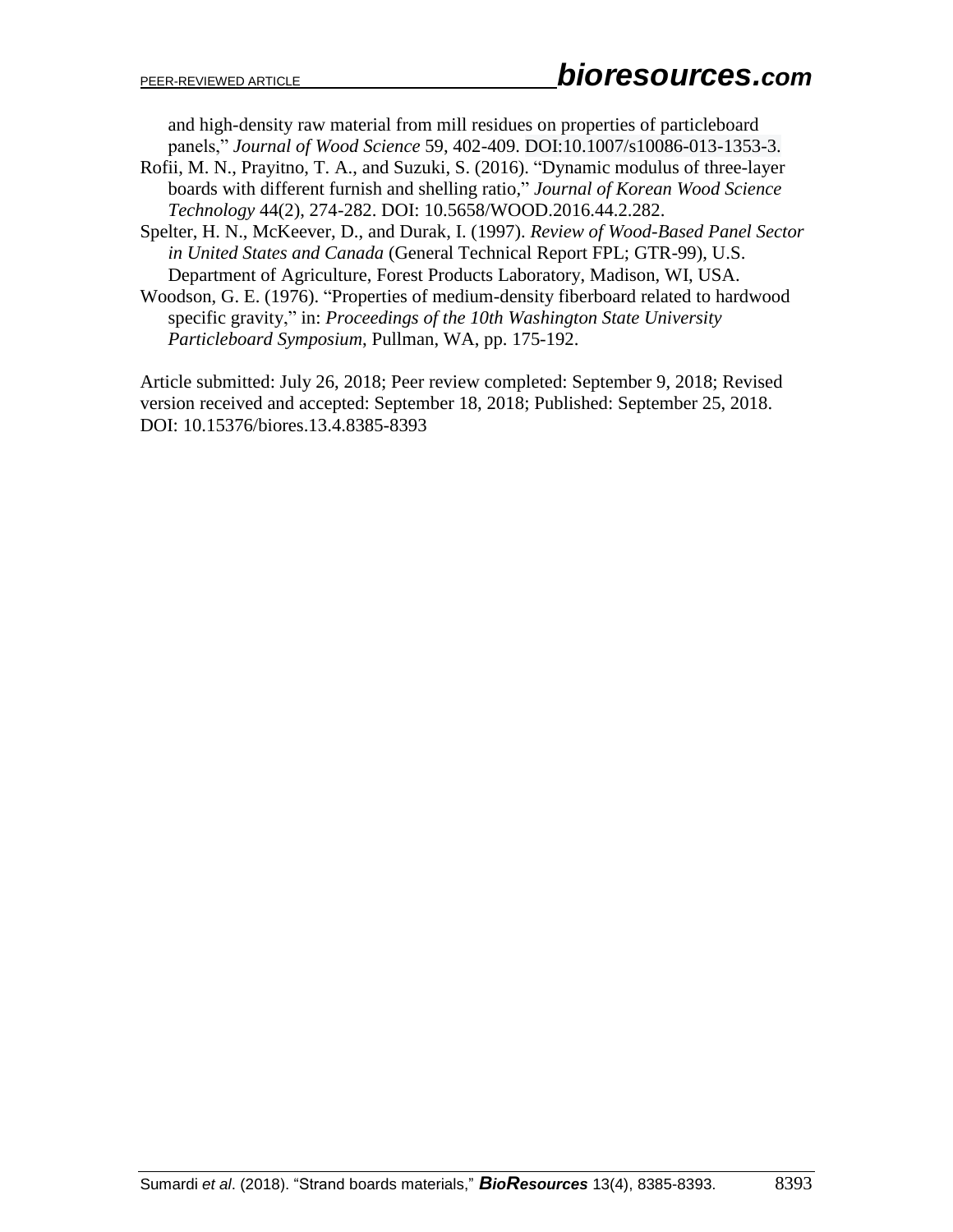and high-density raw material from mill residues on properties of particleboard panels," *Journal of Wood Science* 59, 402-409. DOI:10.1007/s10086-013-1353-3.

Rofii, M. N., Prayitno, T. A., and Suzuki, S. (2016). "Dynamic modulus of three-layer boards with different furnish and shelling ratio," *Journal of Korean Wood Science Technology* 44(2), 274-282. DOI: 10.5658/WOOD.2016.44.2.282.

Spelter, H. N., McKeever, D., and Durak, I. (1997). *Review of Wood-Based Panel Sector in United States and Canada* (General Technical Report FPL; GTR-99), U.S. Department of Agriculture, Forest Products Laboratory, Madison, WI, USA.

Woodson, G. E. (1976). "Properties of medium-density fiberboard related to hardwood specific gravity," in: *Proceedings of the 10th Washington State University Particleboard Symposium*, Pullman, WA, pp. 175-192.

Article submitted: July 26, 2018; Peer review completed: September 9, 2018; Revised version received and accepted: September 18, 2018; Published: September 25, 2018. DOI: 10.15376/biores.13.4.8385-8393